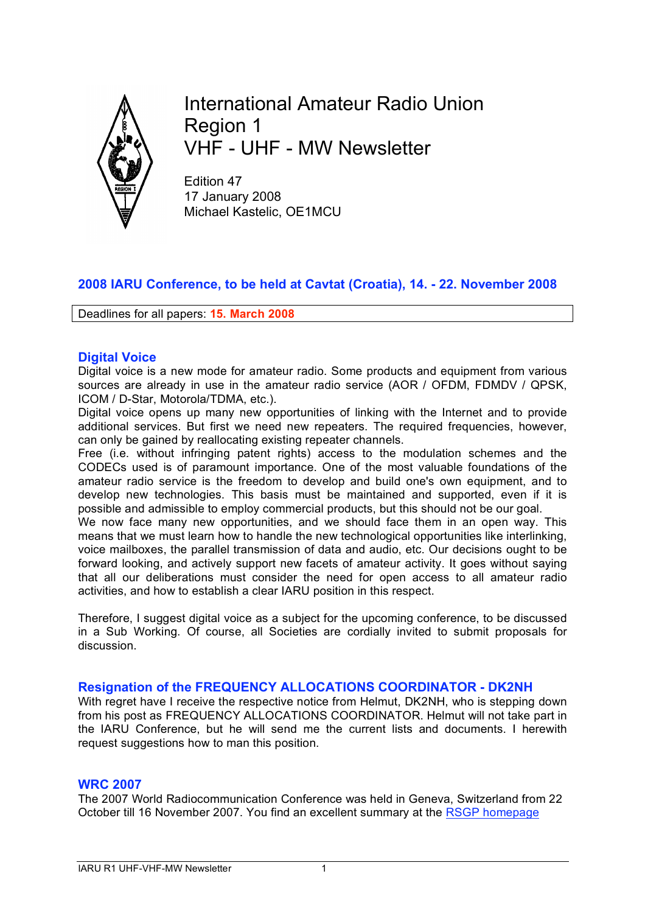# International Amateur Radio Union
# Region 1
# VHF - UHF - MW Newsletter

Edition 47
17 January 2008
Michael Kastelic, OE1MCU

## 2008 IARU Conference, to be held at Cavtat (Croatia), 14. - 22. November 2008

Deadlines for all papers: **15. March 2008**

## Digital Voice

Digital voice is a new mode for amateur radio. Some products and equipment from various sources are already in use in the amateur radio service (AOR / OFDM, FDMDV / QPSK, ICOM / D-Star, Motorola/TDMA, etc.).
Digital voice opens up many new opportunities of linking with the Internet and to provide additional services. But first we need new repeaters. The required frequencies, however, can only be gained by reallocating existing repeater channels.
Free (i.e. without infringing patent rights) access to the modulation schemes and the CODECs used is of paramount importance. One of the most valuable foundations of the amateur radio service is the freedom to develop and build one's own equipment, and to develop new technologies. This basis must be maintained and supported, even if it is possible and admissible to employ commercial products, but this should not be our goal.
We now face many new opportunities, and we should face them in an open way. This means that we must learn how to handle the new technological opportunities like interlinking, voice mailboxes, the parallel transmission of data and audio, etc. Our decisions ought to be forward looking, and actively support new facets of amateur activity. It goes without saying that all our deliberations must consider the need for open access to all amateur radio activities, and how to establish a clear IARU position in this respect.

Therefore, I suggest digital voice as a subject for the upcoming conference, to be discussed in a Sub Working. Of course, all Societies are cordially invited to submit proposals for discussion.

## Resignation of the FREQUENCY ALLOCATIONS COORDINATOR - DK2NH

With regret have I receive the respective notice from Helmut, DK2NH, who is stepping down from his post as FREQUENCY ALLOCATIONS COORDINATOR. Helmut will not take part in the IARU Conference, but he will send me the current lists and documents. I herewith request suggestions how to man this position.

## WRC 2007

The 2007 World Radiocommunication Conference was held in Geneva, Switzerland from 22 October till 16 November 2007. You find an excellent summary at the RSGP homepage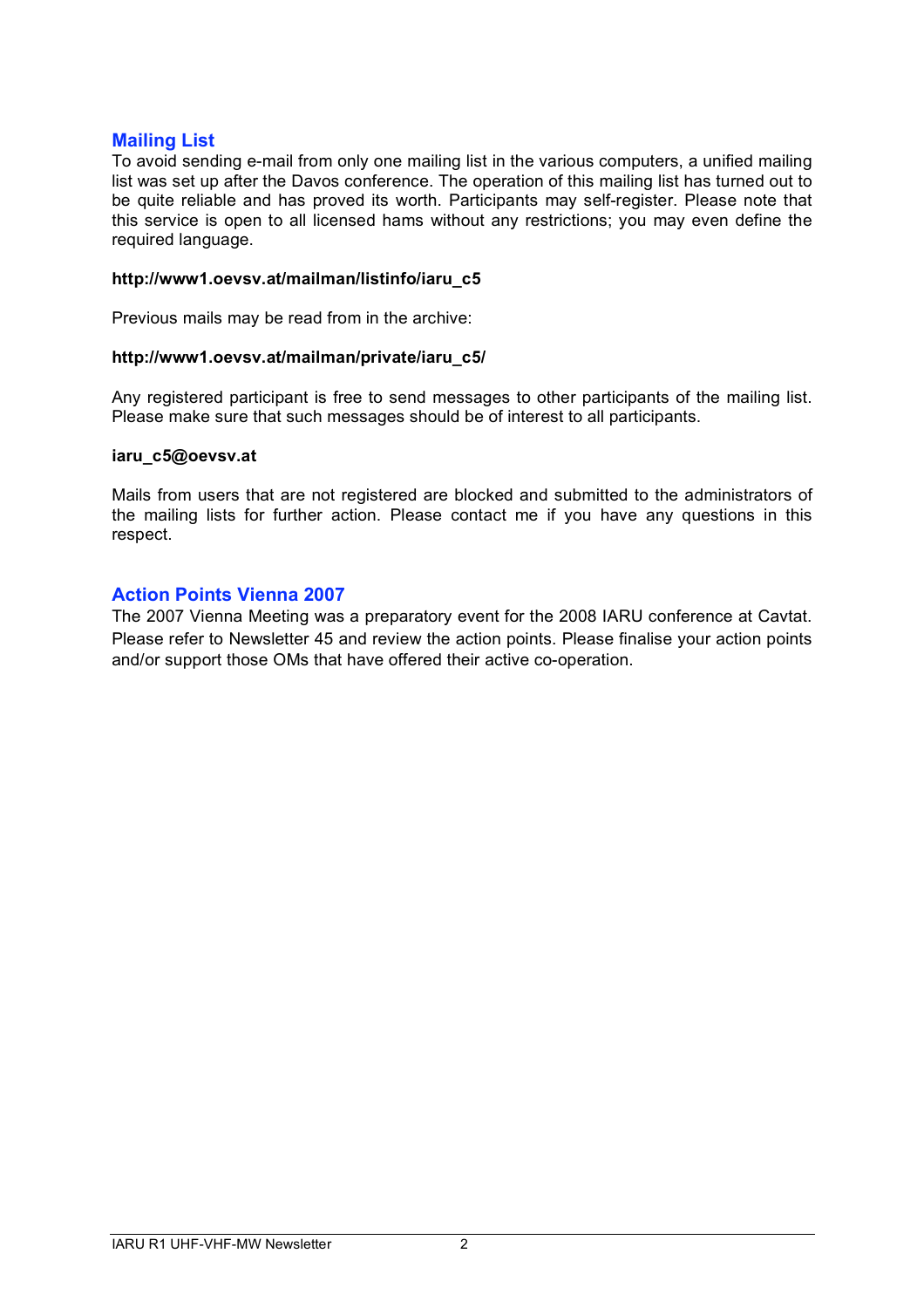## Mailing List

To avoid sending e-mail from only one mailing list in the various computers, a unified mailing list was set up after the Davos conference. The operation of this mailing list has turned out to be quite reliable and has proved its worth. Participants may self-register. Please note that this service is open to all licensed hams without any restrictions; you may even define the required language.

**http://www1.oevsv.at/mailman/listinfo/iaru_c5**

Previous mails may be read from in the archive:

**http://www1.oevsv.at/mailman/private/iaru_c5/**

Any registered participant is free to send messages to other participants of the mailing list. Please make sure that such messages should be of interest to all participants.

**iaru_c5@oevsv.at**

Mails from users that are not registered are blocked and submitted to the administrators of the mailing lists for further action. Please contact me if you have any questions in this respect.

## Action Points Vienna 2007

The 2007 Vienna Meeting was a preparatory event for the 2008 IARU conference at Cavtat. Please refer to Newsletter 45 and review the action points. Please finalise your action points and/or support those OMs that have offered their active co-operation.